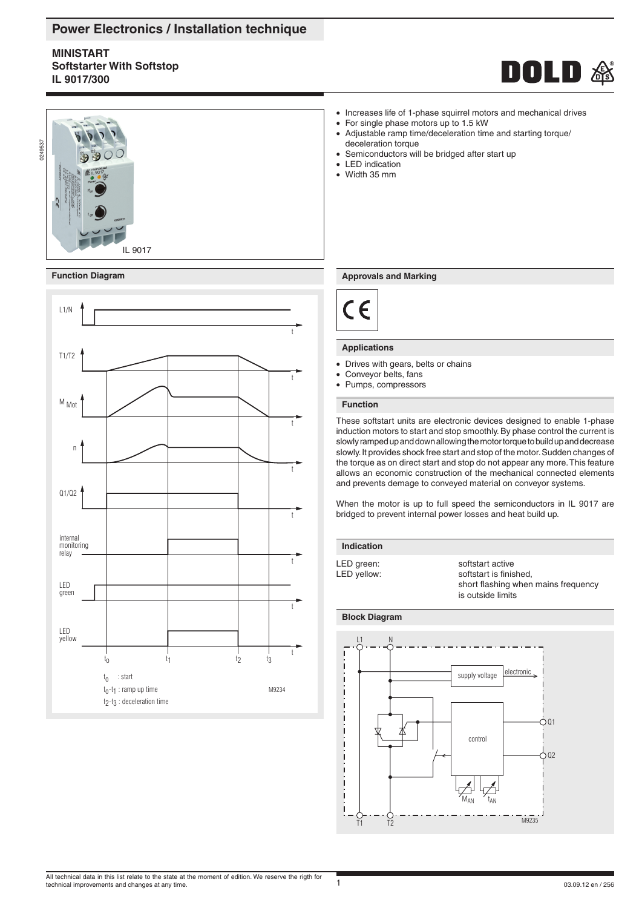# Power Electronics / Installation technique

## MINISTART
## Softstarter With Softstop
## IL 9017/300

- Increases life of 1-phase squirrel motors and mechanical drives
- For single phase motors up to 1.5 kW
- Adjustable ramp time/deceleration time and starting torque/ deceleration torque
- Semiconductors will be bridged after start up
- LED indication
- Width 35 mm

IL 9017

### Function Diagram

$t_0$ : start
$t_0$-$t_1$ : ramp up time
$t_2$-$t_3$ : deceleration time

M9234

### Approvals and Marking

CE

### Applications

- Drives with gears, belts or chains
- Conveyor belts, fans
- Pumps, compressors

### Function

These softstart units are electronic devices designed to enable 1-phase induction motors to start and stop smoothly. By phase control the current is slowly ramped up and down allowing the motor torque to build up and decrease slowly. It provides shock free start and stop of the motor. Sudden changes of the torque as on direct start and stop do not appear any more. This feature allows an economic construction of the mechanical connected elements and prevents demage to conveyed material on conveyor systems.

When the motor is up to full speed the semiconductors in IL 9017 are bridged to prevent internal power losses and heat build up.

### Indication

| | |
|---|---|
| LED green: | softstart active |
| LED yellow: | softstart is finished, short flashing when mains frequency is outside limits |

### Block Diagram

M9235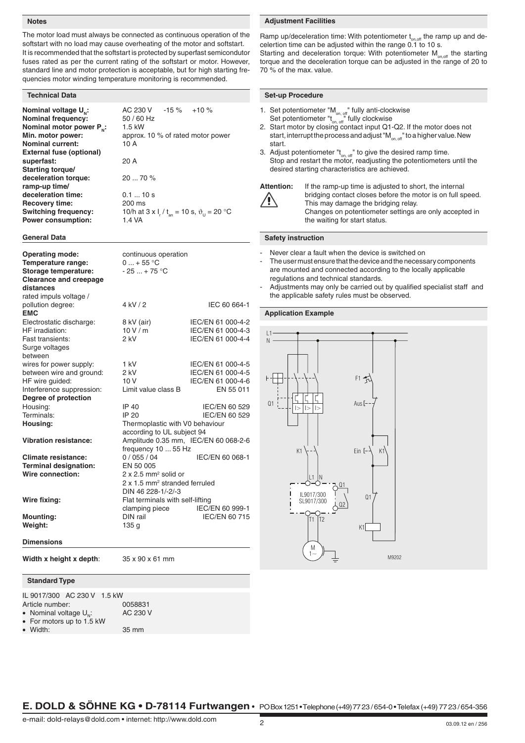## Notes

The motor load must always be connected as continuous operation of the softstart with no load may cause overheating of the motor and softstart. It is recommended that the softstart is protected by superfast semiconductor fuses rated as per the current rating of the softstart or motor. However, standard line and motor protection is acceptable, but for high starting frequencies motor winding temperature monitoring is recommended.

## Technical Data

| | | |
|---|---|---|
| **Nominal voltage $U_N$:** | AC 230 V -15 % +10 % | |
| **Nominal frequency:** | 50 / 60 Hz | |
| **Nominal motor power $P_N$:** | 1.5 kW | |
| **Min. motor power:** | approx. 10 % of rated motor power | |
| **Nominal current:** | 10 A | |
| **External fuse (optional) superfast:** | 20 A | |
| **Starting torque/ deceleration torque:** | 20 ... 70 % | |
| **ramp-up time/ deceleration time:** | 0.1 ... 10 s | |
| **Recovery time:** | 200 ms | |
| **Switching frequency:** | 10/h at 3 x $I_r$ / $t_{an}$ = 10 s, $\vartheta_U$ = 20 °C | |
| **Power consumption:** | 1.4 VA | |

## General Data

| | | |
|---|---|---|
| **Operating mode:** | continuous operation | |
| **Temperature range:** | 0 ... + 55 °C | |
| **Storage temperature:** | - 25 ... + 75 °C | |
| **Clearance and creepage distances** | | |
| rated impuls voltage / pollution degree: | 4 kV / 2 | IEC 60 664-1 |
| **EMC** | | |
| Electrostatic discharge: | 8 kV (air) | IEC/EN 61 000-4-2 |
| HF irradiation: | 10 V / m | IEC/EN 61 000-4-3 |
| Fast transients: | 2 kV | IEC/EN 61 000-4-4 |
| Surge voltages between | | |
| wires for power supply: | 1 kV | IEC/EN 61 000-4-5 |
| between wire and ground: | 2 kV | IEC/EN 61 000-4-5 |
| HF wire guided: | 10 V | IEC/EN 61 000-4-6 |
| Interference suppression: | Limit value class B | EN 55 011 |
| **Degree of protection** | | |
| Housing: | IP 40 | IEC/EN 60 529 |
| Terminals: | IP 20 | IEC/EN 60 529 |
| **Housing:** | Thermoplastic with V0 behaviour according to UL subject 94 | |
| **Vibration resistance:** | Amplitude 0.35 mm, frequency 10 ... 55 Hz | IEC/EN 60 068-2-6 |
| **Climate resistance:** | 0 / 055 / 04 | IEC/EN 60 068-1 |
| **Terminal designation:** | EN 50 005 | |
| **Wire connection:** | 2 x 2.5 mm² solid or 2 x 1.5 mm² stranded ferruled DIN 46 228-1/-2/-3 | |
| **Wire fixing:** | Flat terminals with self-lifting clamping piece | IEC/EN 60 999-1 |
| **Mounting:** | DIN rail | IEC/EN 60 715 |
| **Weight:** | 135 g | |

## Dimensions

**Width x height x depth**: 35 x 90 x 61 mm

## Standard Type

IL 9017/300 AC 230 V 1.5 kW

| | |
|---|---|
| Article number: | 0058831 |
| • Nominal voltage $U_N$: | AC 230 V |
| • For motors up to 1.5 kW | |
| • Width: | 35 mm |

## Adjustment Facilities

Ramp up/deceleration time: With potentiometer $t_{on,off}$ the ramp up and decelertion time can be adjusted within the range 0.1 to 10 s.
Starting and deceleration torque: With potentiometer $M_{on,off}$ the starting torque and the deceleration torque can be adjusted in the range of 20 to 70 % of the max. value.

## Set-up Procedure

1. Set potentiometer "$M_{on, off}$" fully anti-clockwise
   Set potentiometer "$t_{on, off}$" fully clockwise
2. Start motor by closing contact input Q1-Q2. If the motor does not start, interrupt the process and adjust "$M_{on, off}$" to a higher value. New start.
3. Adjust potentiometer "$t_{on, off}$" to give the desired ramp time. Stop and restart the motor, readjusting the potentiometers until the desired starting characteristics are achieved.

**Attention:** If the ramp-up time is adjusted to short, the internal bridging contact closes before the motor is on full speed. This may damage the bridging relay. Changes on potentiometer settings are only accepted in the waiting for start status.

## Safety instruction

- Never clear a fault when the device is switched on
- The user must ensure that the device and the necessary components are mounted and connected according to the locally applicable regulations and technical standards.
- Adjustments may only be carried out by qualified specialist staff and the applicable safety rules must be observed.

## Application Example

L1
N
Q1
F1
Aus
K1
Ein
K1
L1 N
Q1
IL9017/300
SL9017/300
Q2
T1 T2
Q1
K1
M
1~
M9202